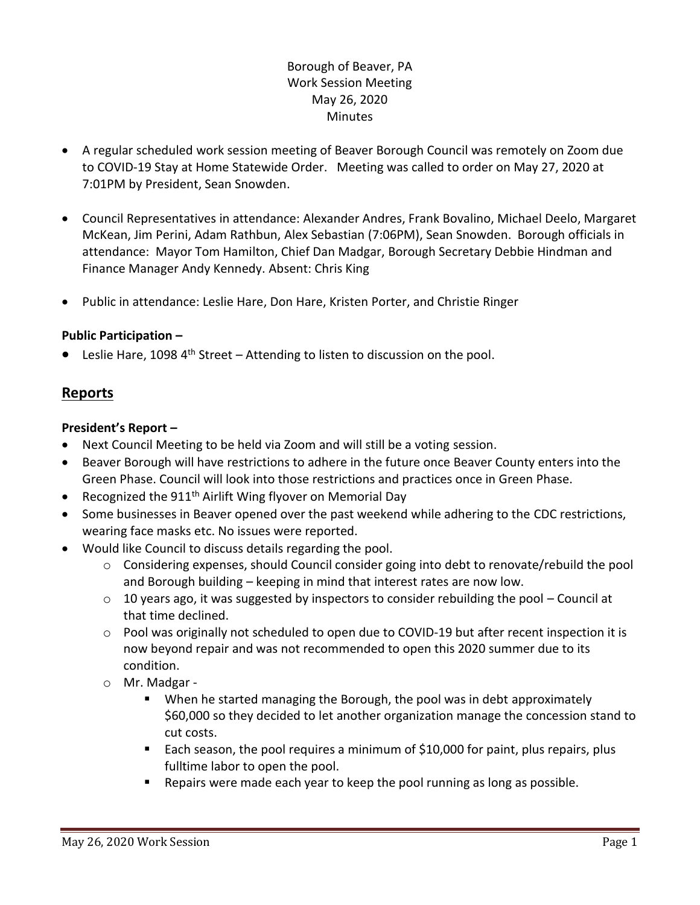Borough of Beaver, PA
Work Session Meeting
May 26, 2020
Minutes

- A regular scheduled work session meeting of Beaver Borough Council was remotely on Zoom due to COVID-19 Stay at Home Statewide Order. Meeting was called to order on May 27, 2020 at 7:01PM by President, Sean Snowden.
- Council Representatives in attendance: Alexander Andres, Frank Bovalino, Michael Deelo, Margaret McKean, Jim Perini, Adam Rathbun, Alex Sebastian (7:06PM), Sean Snowden. Borough officials in attendance: Mayor Tom Hamilton, Chief Dan Madgar, Borough Secretary Debbie Hindman and Finance Manager Andy Kennedy. Absent: Chris King
- Public in attendance: Leslie Hare, Don Hare, Kristen Porter, and Christie Ringer

**Public Participation –**

- Leslie Hare, 1098 4th Street – Attending to listen to discussion on the pool.

## Reports

**President's Report –**

- Next Council Meeting to be held via Zoom and will still be a voting session.
- Beaver Borough will have restrictions to adhere in the future once Beaver County enters into the Green Phase. Council will look into those restrictions and practices once in Green Phase.
- Recognized the 911th Airlift Wing flyover on Memorial Day
- Some businesses in Beaver opened over the past weekend while adhering to the CDC restrictions, wearing face masks etc. No issues were reported.
- Would like Council to discuss details regarding the pool.
  - Considering expenses, should Council consider going into debt to renovate/rebuild the pool and Borough building – keeping in mind that interest rates are now low.
  - 10 years ago, it was suggested by inspectors to consider rebuilding the pool – Council at that time declined.
  - Pool was originally not scheduled to open due to COVID-19 but after recent inspection it is now beyond repair and was not recommended to open this 2020 summer due to its condition.
  - Mr. Madgar -
    - When he started managing the Borough, the pool was in debt approximately $60,000 so they decided to let another organization manage the concession stand to cut costs.
    - Each season, the pool requires a minimum of $10,000 for paint, plus repairs, plus fulltime labor to open the pool.
    - Repairs were made each year to keep the pool running as long as possible.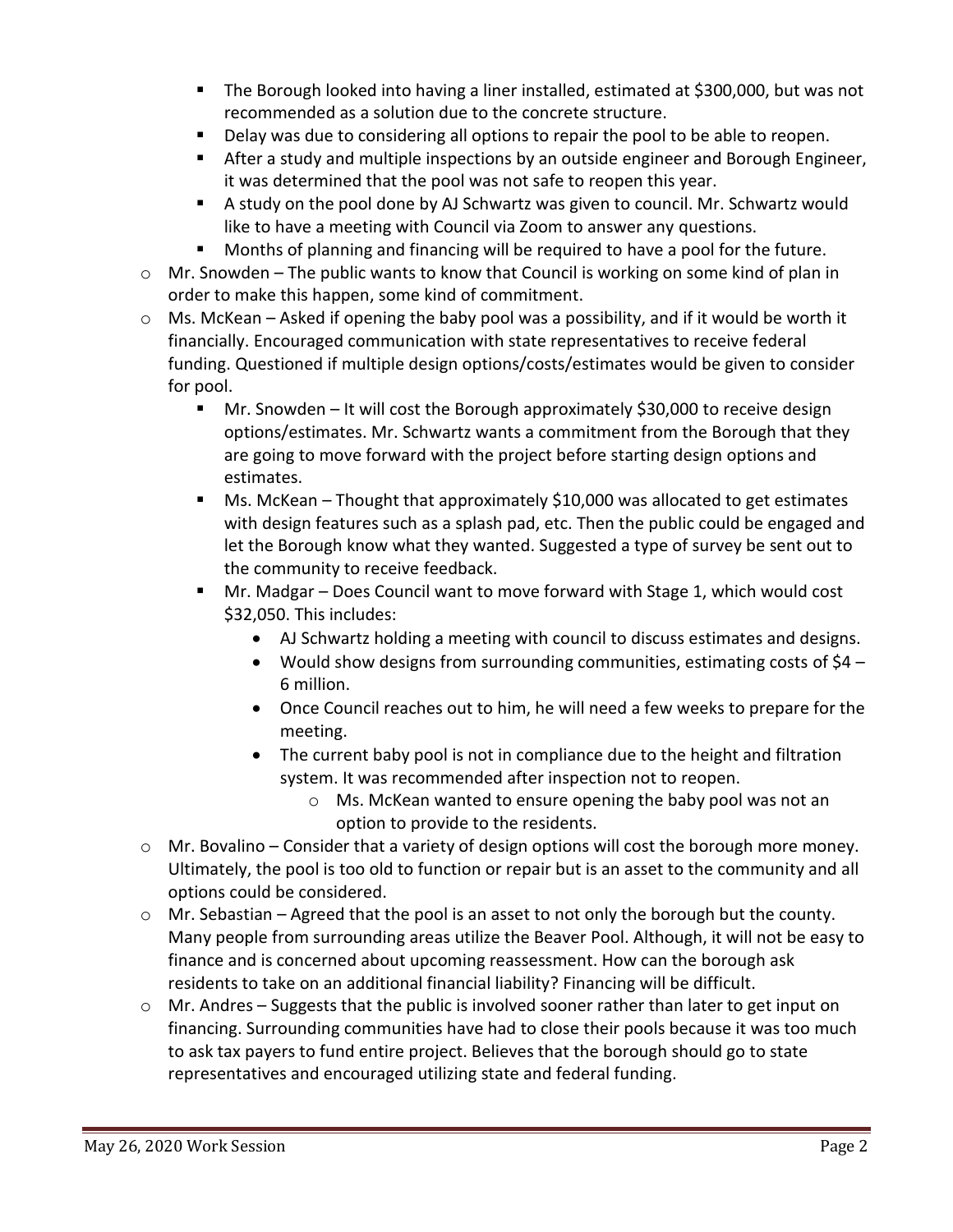- The Borough looked into having a liner installed, estimated at $300,000, but was not recommended as a solution due to the concrete structure.
    - Delay was due to considering all options to repair the pool to be able to reopen.
    - After a study and multiple inspections by an outside engineer and Borough Engineer, it was determined that the pool was not safe to reopen this year.
    - A study on the pool done by AJ Schwartz was given to council. Mr. Schwartz would like to have a meeting with Council via Zoom to answer any questions.
    - Months of planning and financing will be required to have a pool for the future.
- Mr. Snowden – The public wants to know that Council is working on some kind of plan in order to make this happen, some kind of commitment.
- Ms. McKean – Asked if opening the baby pool was a possibility, and if it would be worth it financially. Encouraged communication with state representatives to receive federal funding. Questioned if multiple design options/costs/estimates would be given to consider for pool.
    - Mr. Snowden – It will cost the Borough approximately $30,000 to receive design options/estimates. Mr. Schwartz wants a commitment from the Borough that they are going to move forward with the project before starting design options and estimates.
    - Ms. McKean – Thought that approximately $10,000 was allocated to get estimates with design features such as a splash pad, etc. Then the public could be engaged and let the Borough know what they wanted. Suggested a type of survey be sent out to the community to receive feedback.
    - Mr. Madgar – Does Council want to move forward with Stage 1, which would cost $32,050. This includes:
        - AJ Schwartz holding a meeting with council to discuss estimates and designs.
        - Would show designs from surrounding communities, estimating costs of $4 – 6 million.
        - Once Council reaches out to him, he will need a few weeks to prepare for the meeting.
        - The current baby pool is not in compliance due to the height and filtration system. It was recommended after inspection not to reopen.
            - Ms. McKean wanted to ensure opening the baby pool was not an option to provide to the residents.
- Mr. Bovalino – Consider that a variety of design options will cost the borough more money. Ultimately, the pool is too old to function or repair but is an asset to the community and all options could be considered.
- Mr. Sebastian – Agreed that the pool is an asset to not only the borough but the county. Many people from surrounding areas utilize the Beaver Pool. Although, it will not be easy to finance and is concerned about upcoming reassessment. How can the borough ask residents to take on an additional financial liability? Financing will be difficult.
- Mr. Andres – Suggests that the public is involved sooner rather than later to get input on financing. Surrounding communities have had to close their pools because it was too much to ask tax payers to fund entire project. Believes that the borough should go to state representatives and encouraged utilizing state and federal funding.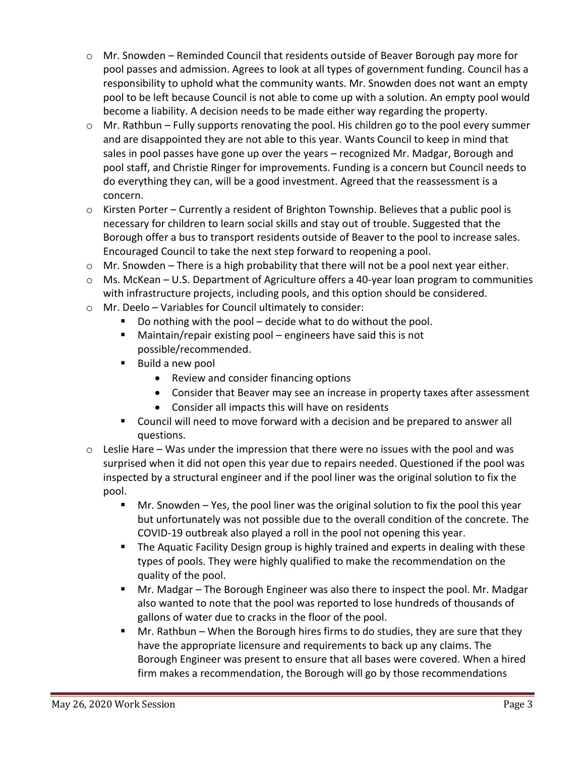- Mr. Snowden – Reminded Council that residents outside of Beaver Borough pay more for pool passes and admission. Agrees to look at all types of government funding. Council has a responsibility to uphold what the community wants. Mr. Snowden does not want an empty pool to be left because Council is not able to come up with a solution. An empty pool would become a liability. A decision needs to be made either way regarding the property.
- Mr. Rathbun – Fully supports renovating the pool. His children go to the pool every summer and are disappointed they are not able to this year. Wants Council to keep in mind that sales in pool passes have gone up over the years – recognized Mr. Madgar, Borough and pool staff, and Christie Ringer for improvements. Funding is a concern but Council needs to do everything they can, will be a good investment. Agreed that the reassessment is a concern.
- Kirsten Porter – Currently a resident of Brighton Township. Believes that a public pool is necessary for children to learn social skills and stay out of trouble. Suggested that the Borough offer a bus to transport residents outside of Beaver to the pool to increase sales. Encouraged Council to take the next step forward to reopening a pool.
- Mr. Snowden – There is a high probability that there will not be a pool next year either.
- Ms. McKean – U.S. Department of Agriculture offers a 40-year loan program to communities with infrastructure projects, including pools, and this option should be considered.
- Mr. Deelo – Variables for Council ultimately to consider:
  - Do nothing with the pool – decide what to do without the pool.
  - Maintain/repair existing pool – engineers have said this is not possible/recommended.
  - Build a new pool
    - Review and consider financing options
    - Consider that Beaver may see an increase in property taxes after assessment
    - Consider all impacts this will have on residents
  - Council will need to move forward with a decision and be prepared to answer all questions.
- Leslie Hare – Was under the impression that there were no issues with the pool and was surprised when it did not open this year due to repairs needed. Questioned if the pool was inspected by a structural engineer and if the pool liner was the original solution to fix the pool.
  - Mr. Snowden – Yes, the pool liner was the original solution to fix the pool this year but unfortunately was not possible due to the overall condition of the concrete. The COVID-19 outbreak also played a roll in the pool not opening this year.
  - The Aquatic Facility Design group is highly trained and experts in dealing with these types of pools. They were highly qualified to make the recommendation on the quality of the pool.
  - Mr. Madgar – The Borough Engineer was also there to inspect the pool. Mr. Madgar also wanted to note that the pool was reported to lose hundreds of thousands of gallons of water due to cracks in the floor of the pool.
  - Mr. Rathbun – When the Borough hires firms to do studies, they are sure that they have the appropriate licensure and requirements to back up any claims. The Borough Engineer was present to ensure that all bases were covered. When a hired firm makes a recommendation, the Borough will go by those recommendations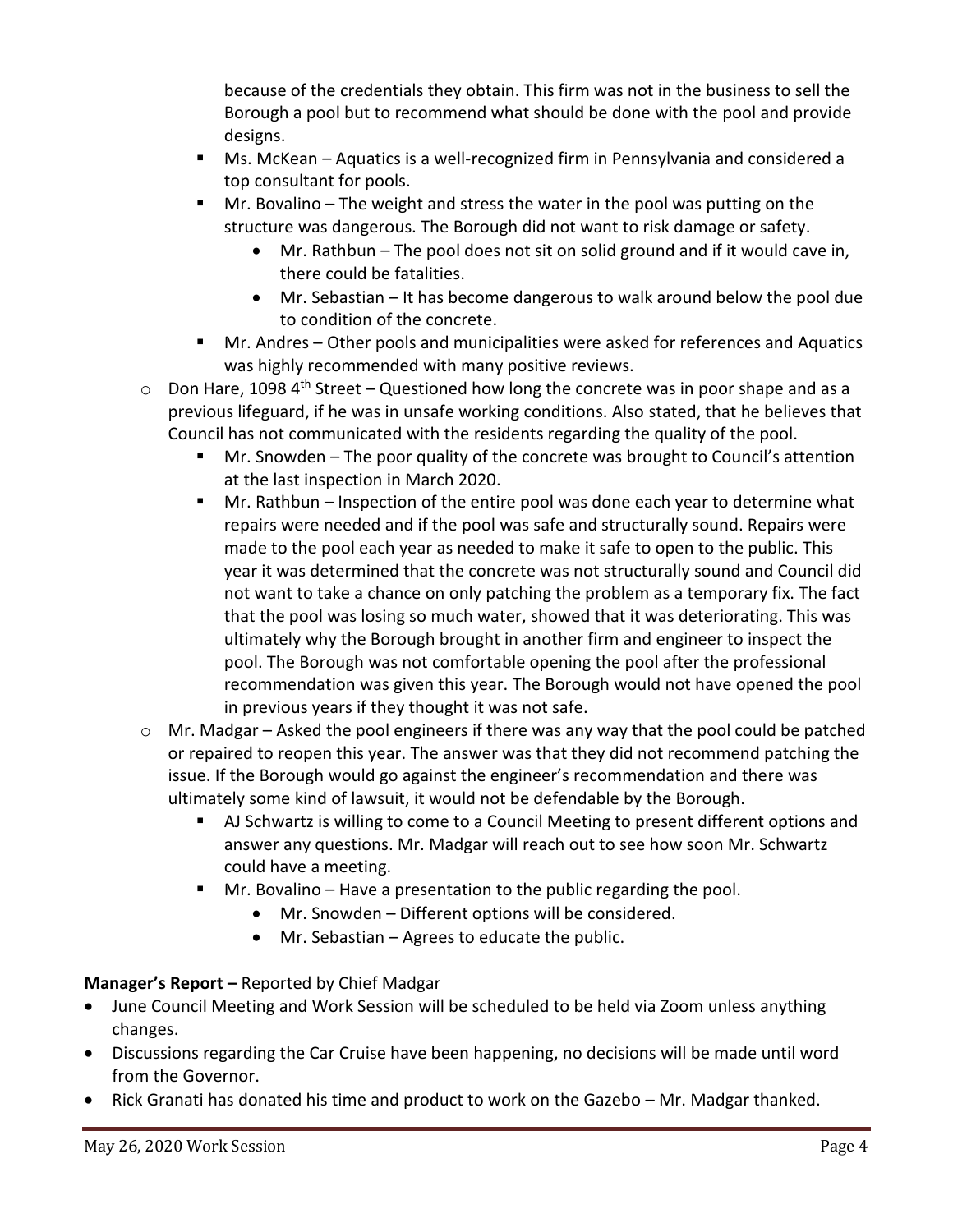because of the credentials they obtain. This firm was not in the business to sell the Borough a pool but to recommend what should be done with the pool and provide designs.

        - Ms. McKean – Aquatics is a well-recognized firm in Pennsylvania and considered a top consultant for pools.
        - Mr. Bovalino – The weight and stress the water in the pool was putting on the structure was dangerous. The Borough did not want to risk damage or safety.
            - Mr. Rathbun – The pool does not sit on solid ground and if it would cave in, there could be fatalities.
            - Mr. Sebastian – It has become dangerous to walk around below the pool due to condition of the concrete.
        - Mr. Andres – Other pools and municipalities were asked for references and Aquatics was highly recommended with many positive reviews.
    - Don Hare, 1098 4th Street – Questioned how long the concrete was in poor shape and as a previous lifeguard, if he was in unsafe working conditions. Also stated, that he believes that Council has not communicated with the residents regarding the quality of the pool.
        - Mr. Snowden – The poor quality of the concrete was brought to Council's attention at the last inspection in March 2020.
        - Mr. Rathbun – Inspection of the entire pool was done each year to determine what repairs were needed and if the pool was safe and structurally sound. Repairs were made to the pool each year as needed to make it safe to open to the public. This year it was determined that the concrete was not structurally sound and Council did not want to take a chance on only patching the problem as a temporary fix. The fact that the pool was losing so much water, showed that it was deteriorating. This was ultimately why the Borough brought in another firm and engineer to inspect the pool. The Borough was not comfortable opening the pool after the professional recommendation was given this year. The Borough would not have opened the pool in previous years if they thought it was not safe.
    - Mr. Madgar – Asked the pool engineers if there was any way that the pool could be patched or repaired to reopen this year. The answer was that they did not recommend patching the issue. If the Borough would go against the engineer's recommendation and there was ultimately some kind of lawsuit, it would not be defendable by the Borough.
        - AJ Schwartz is willing to come to a Council Meeting to present different options and answer any questions. Mr. Madgar will reach out to see how soon Mr. Schwartz could have a meeting.
        - Mr. Bovalino – Have a presentation to the public regarding the pool.
            - Mr. Snowden – Different options will be considered.
            - Mr. Sebastian – Agrees to educate the public.

**Manager's Report –** Reported by Chief Madgar

- June Council Meeting and Work Session will be scheduled to be held via Zoom unless anything changes.
- Discussions regarding the Car Cruise have been happening, no decisions will be made until word from the Governor.
- Rick Granati has donated his time and product to work on the Gazebo – Mr. Madgar thanked.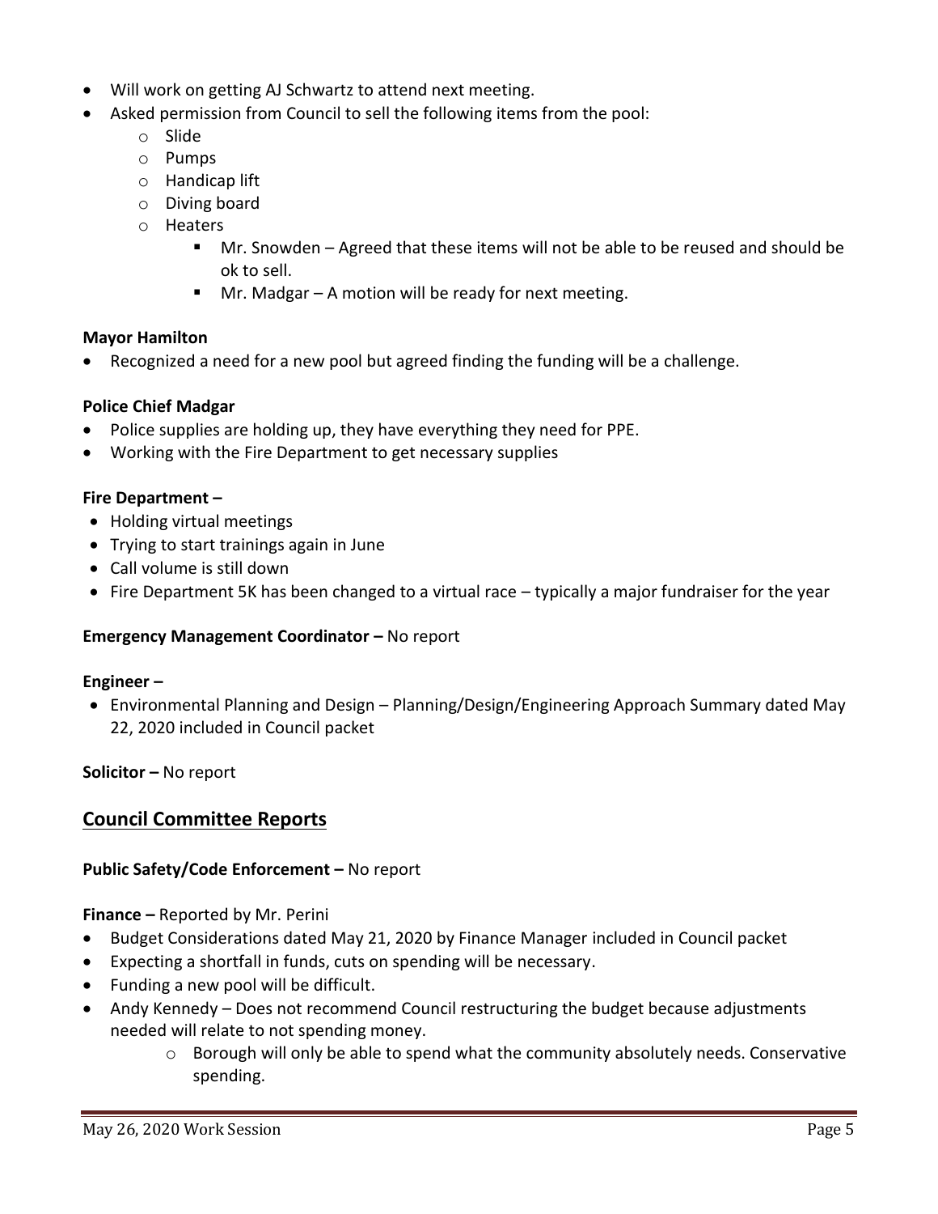- Will work on getting AJ Schwartz to attend next meeting.
- Asked permission from Council to sell the following items from the pool:
  - Slide
  - Pumps
  - Handicap lift
  - Diving board
  - Heaters
    - Mr. Snowden – Agreed that these items will not be able to be reused and should be ok to sell.
    - Mr. Madgar – A motion will be ready for next meeting.

**Mayor Hamilton**

- Recognized a need for a new pool but agreed finding the funding will be a challenge.

**Police Chief Madgar**

- Police supplies are holding up, they have everything they need for PPE.
- Working with the Fire Department to get necessary supplies

**Fire Department –**

- Holding virtual meetings
- Trying to start trainings again in June
- Call volume is still down
- Fire Department 5K has been changed to a virtual race – typically a major fundraiser for the year

**Emergency Management Coordinator –** No report

**Engineer –**

- Environmental Planning and Design – Planning/Design/Engineering Approach Summary dated May 22, 2020 included in Council packet

**Solicitor –** No report

## Council Committee Reports

**Public Safety/Code Enforcement –** No report

**Finance –** Reported by Mr. Perini

- Budget Considerations dated May 21, 2020 by Finance Manager included in Council packet
- Expecting a shortfall in funds, cuts on spending will be necessary.
- Funding a new pool will be difficult.
- Andy Kennedy – Does not recommend Council restructuring the budget because adjustments needed will relate to not spending money.
  - Borough will only be able to spend what the community absolutely needs. Conservative spending.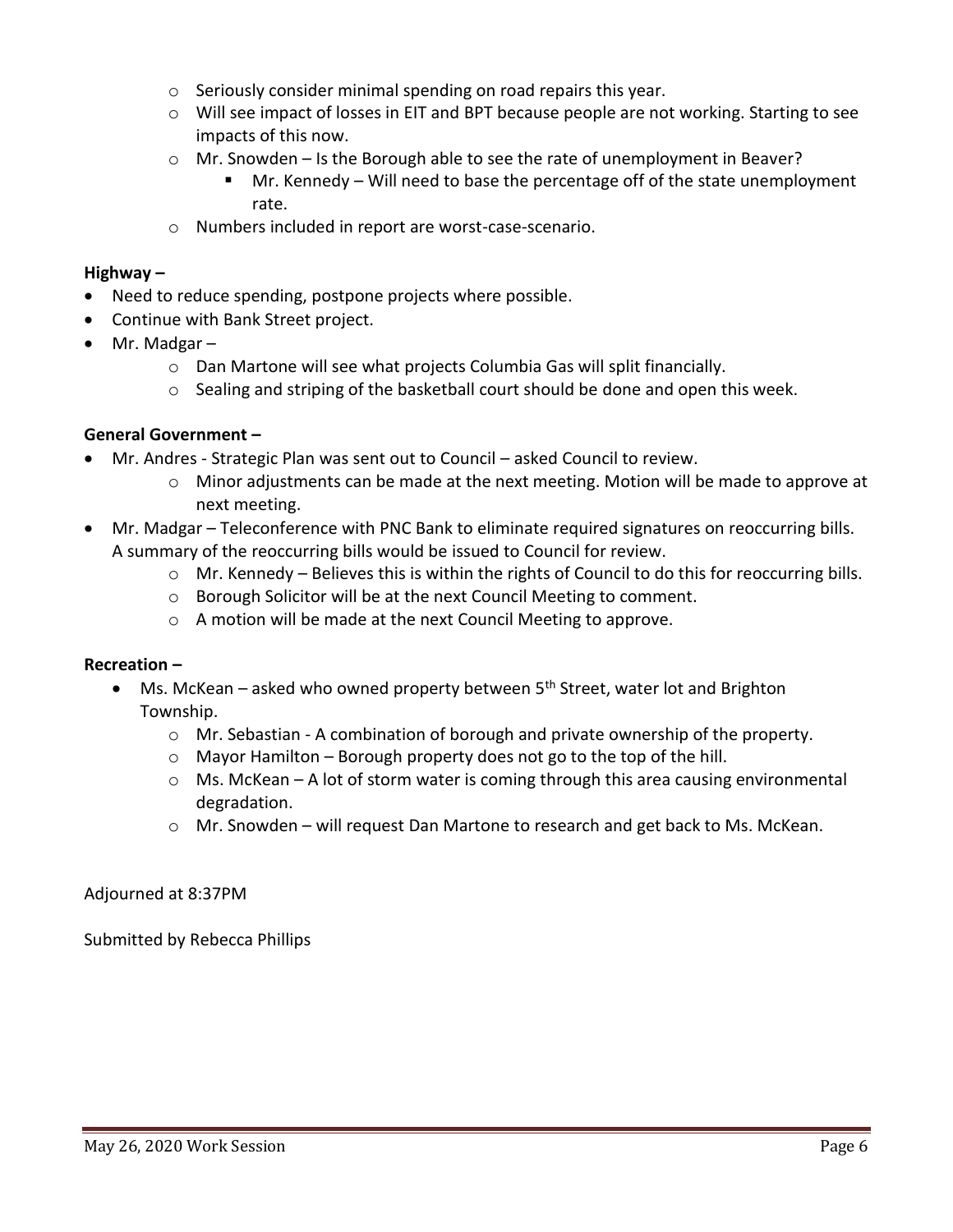- Seriously consider minimal spending on road repairs this year.
- Will see impact of losses in EIT and BPT because people are not working. Starting to see impacts of this now.
- Mr. Snowden – Is the Borough able to see the rate of unemployment in Beaver?
  - Mr. Kennedy – Will need to base the percentage off of the state unemployment rate.
- Numbers included in report are worst-case-scenario.

**Highway –**

- Need to reduce spending, postpone projects where possible.
- Continue with Bank Street project.
- Mr. Madgar –
  - Dan Martone will see what projects Columbia Gas will split financially.
  - Sealing and striping of the basketball court should be done and open this week.

**General Government –**

- Mr. Andres - Strategic Plan was sent out to Council – asked Council to review.
  - Minor adjustments can be made at the next meeting. Motion will be made to approve at next meeting.
- Mr. Madgar – Teleconference with PNC Bank to eliminate required signatures on reoccurring bills. A summary of the reoccurring bills would be issued to Council for review.
  - Mr. Kennedy – Believes this is within the rights of Council to do this for reoccurring bills.
  - Borough Solicitor will be at the next Council Meeting to comment.
  - A motion will be made at the next Council Meeting to approve.

**Recreation –**

- Ms. McKean – asked who owned property between 5th Street, water lot and Brighton Township.
  - Mr. Sebastian - A combination of borough and private ownership of the property.
  - Mayor Hamilton – Borough property does not go to the top of the hill.
  - Ms. McKean – A lot of storm water is coming through this area causing environmental degradation.
  - Mr. Snowden – will request Dan Martone to research and get back to Ms. McKean.

Adjourned at 8:37PM

Submitted by Rebecca Phillips